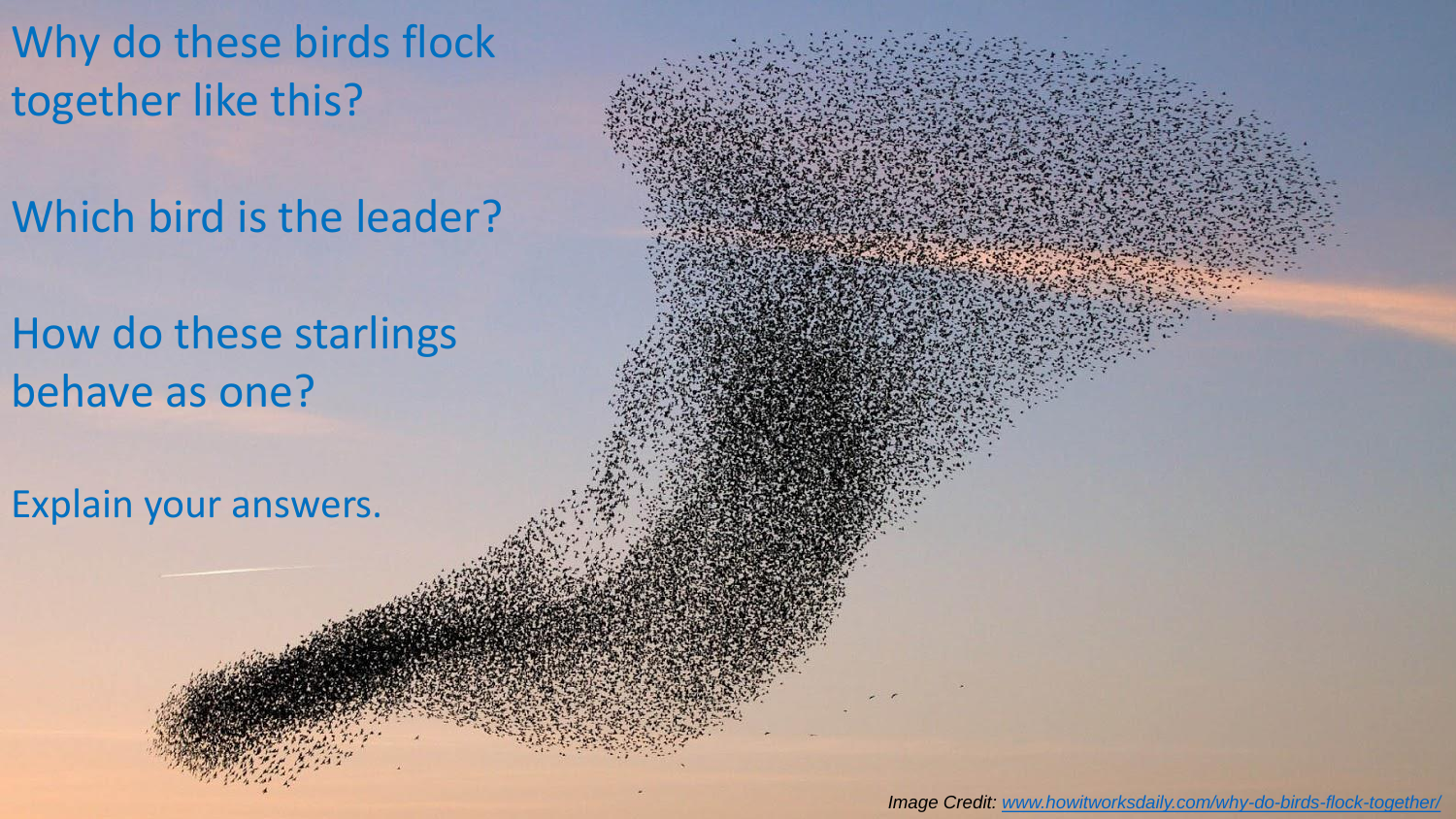Why do these birds flock together like this?

Which bird is the leader?

How do these starlings behave as one?

Explain your answers.

*Image Credit: www.howitworksdaily.com/why-do-birds-flock-together/*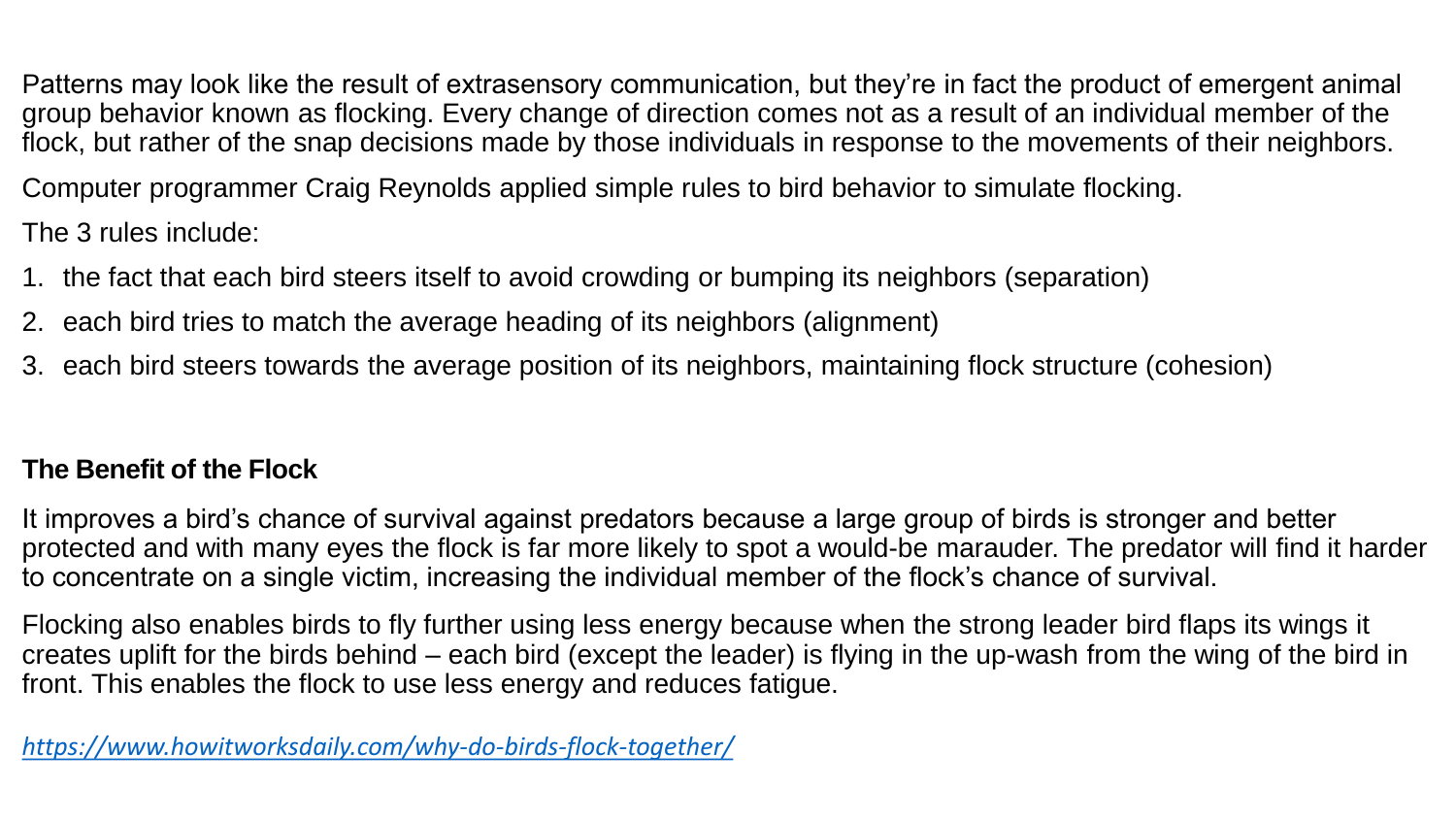Patterns may look like the result of extrasensory communication, but they're in fact the product of emergent animal group behavior known as flocking. Every change of direction comes not as a result of an individual member of the flock, but rather of the snap decisions made by those individuals in response to the movements of their neighbors.

Computer programmer Craig Reynolds applied simple rules to bird behavior to simulate flocking.

The 3 rules include:

1. the fact that each bird steers itself to avoid crowding or bumping its neighbors (separation)
2. each bird tries to match the average heading of its neighbors (alignment)
3. each bird steers towards the average position of its neighbors, maintaining flock structure (cohesion)

**The Benefit of the Flock**

It improves a bird's chance of survival against predators because a large group of birds is stronger and better protected and with many eyes the flock is far more likely to spot a would-be marauder. The predator will find it harder to concentrate on a single victim, increasing the individual member of the flock's chance of survival.

Flocking also enables birds to fly further using less energy because when the strong leader bird flaps its wings it creates uplift for the birds behind – each bird (except the leader) is flying in the up-wash from the wing of the bird in front. This enables the flock to use less energy and reduces fatigue.

*https://www.howitworksdaily.com/why-do-birds-flock-together/*